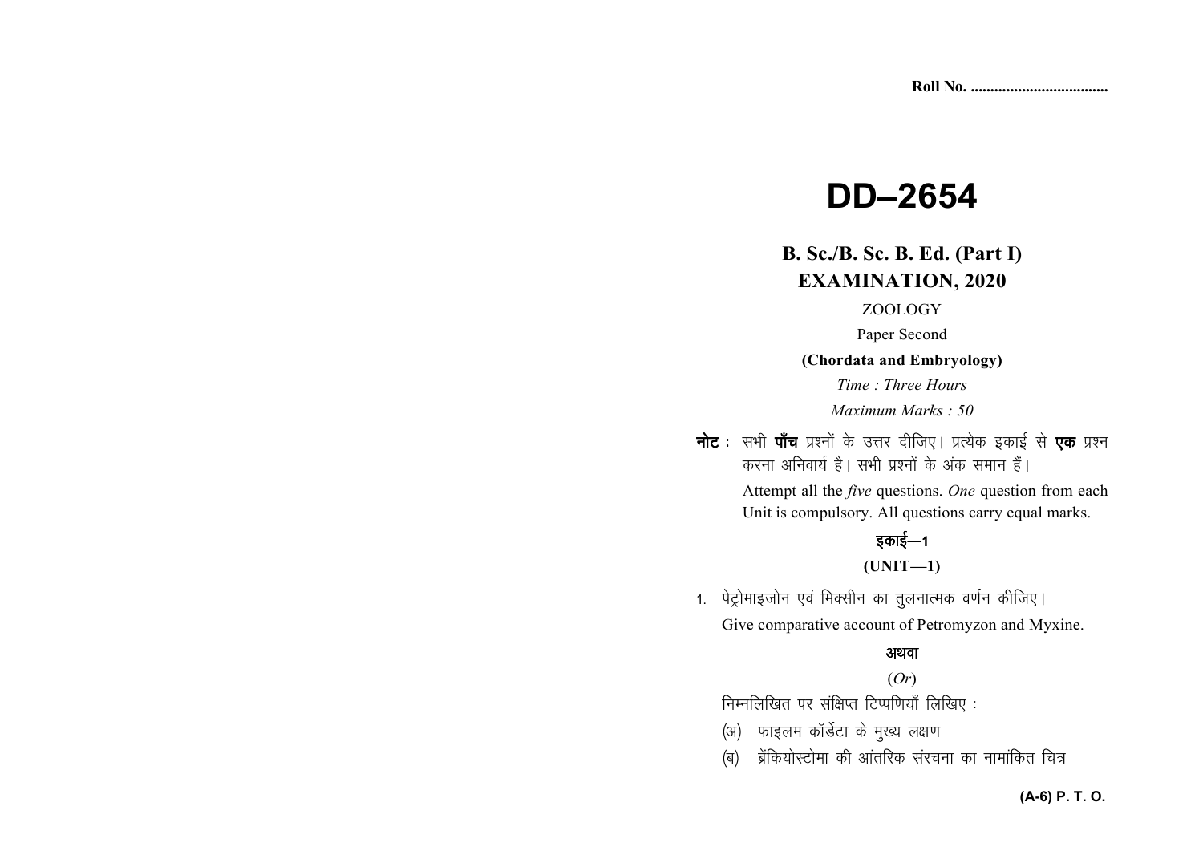Roll No. ..................................

# DD–2654

## B. Sc./B. Sc. B. Ed. (Part I) EXAMINATION, 2020

ZOOLOGY

Paper Second

**(Chordata and Embryology)**

*Time : Three Hours*

*Maximum Marks : 50*

**नोट :** सभी **पाँच** प्रश्नों के उत्तर दीजिए। प्रत्येक इकाई से **एक** प्रश्न करना अनिवार्य है। सभी प्रश्नों के अंक समान हैं।

Attempt all the *five* questions. *One* question from each Unit is compulsory. All questions carry equal marks.

### इकाई—1

### (UNIT—1)

1. पेट्रोमाइजोन एवं मिक्सीन का तुलनात्मक वर्णन कीजिए।

   Give comparative account of Petromyzon and Myxine.

   **अथवा**

   (*Or*)

   निम्नलिखित पर संक्षिप्त टिप्पणियाँ लिखिए :

   (अ) फाइलम कॉर्डेटा के मुख्य लक्षण

   (ब) ब्रेंकियोस्टोमा की आंतरिक संरचना का नामांकित चित्र

**(A-6) P. T. O.**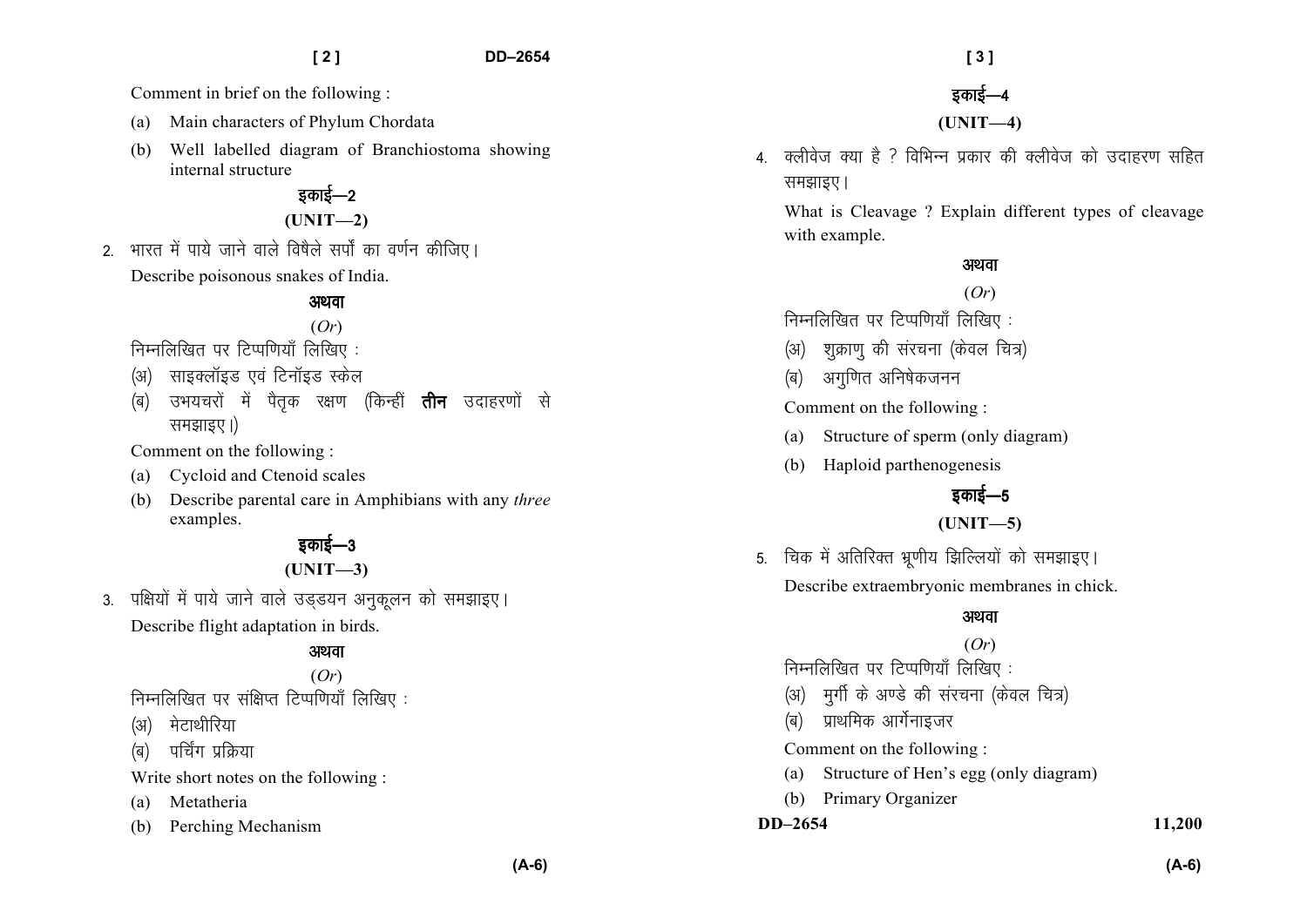Comment in brief on the following :

(a) Main characters of Phylum Chordata

(b) Well labelled diagram of Branchiostoma showing internal structure

## इकाई—2

## (UNIT—2)

2. भारत में पाये जाने वाले विषैले सर्पों का वर्णन कीजिए।

Describe poisonous snakes of India.

**अथवा**

(*Or*)

निम्नलिखित पर टिप्पणियाँ लिखिए :

(अ) साइक्लॉइड एवं टिनॉइड स्केल

(ब) उभयचरों में पैतृक रक्षण (किन्हीं **तीन** उदाहरणों से समझाइए।)

Comment on the following :

(a) Cycloid and Ctenoid scales

(b) Describe parental care in Amphibians with any *three* examples.

## इकाई—3

## (UNIT—3)

3. पक्षियों में पाये जाने वाले उड्डयन अनुकूलन को समझाइए।

Describe flight adaptation in birds.

**अथवा**

(*Or*)

निम्नलिखित पर संक्षिप्त टिप्पणियाँ लिखिए :

(अ) मेटाथीरिया

(ब) पर्चिंग प्रक्रिया

Write short notes on the following :

(a) Metatheria

(b) Perching Mechanism

## इकाई—4

## (UNIT—4)

4. क्लीवेज क्या है ? विभिन्न प्रकार की क्लीवेज को उदाहरण सहित समझाइए।

What is Cleavage ? Explain different types of cleavage with example.

**अथवा**

(*Or*)

निम्नलिखित पर टिप्पणियाँ लिखिए :

(अ) शुक्राणु की संरचना (केवल चित्र)

(ब) अगुणित अनिषेकजनन

Comment on the following :

(a) Structure of sperm (only diagram)

(b) Haploid parthenogenesis

## इकाई—5

## (UNIT—5)

5. चिक में अतिरिक्त भ्रूणीय झिल्लियों को समझाइए।

Describe extraembryonic membranes in chick.

**अथवा**

(*Or*)

निम्नलिखित पर टिप्पणियाँ लिखिए :

(अ) मुर्गी के अण्डे की संरचना (केवल चित्र)

(ब) प्राथमिक आर्गेनाइजर

Comment on the following :

(a) Structure of Hen's egg (only diagram)

(b) Primary Organizer

DD–2654 11,200